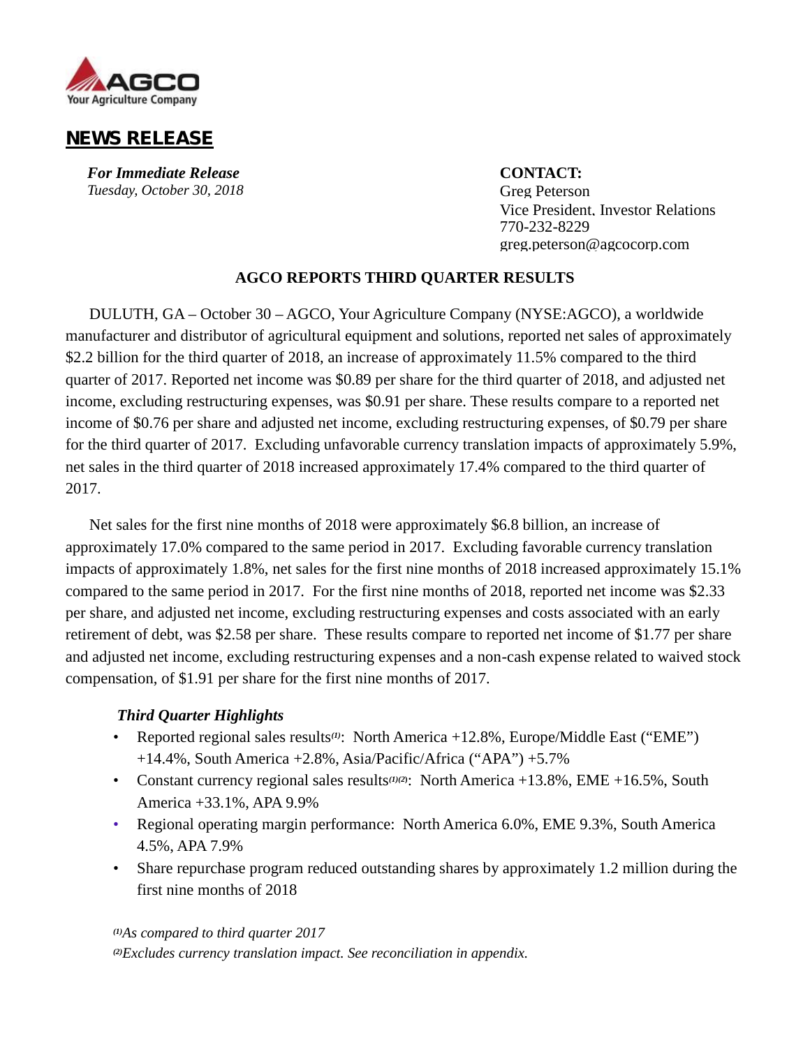AGCO
Your Agriculture Company

# NEWS RELEASE

***For Immediate Release***
*Tuesday, October 30, 2018*

**CONTACT:**
Greg Peterson
Vice President, Investor Relations
770-232-8229
greg.peterson@agcocorp.com

## AGCO REPORTS THIRD QUARTER RESULTS

DULUTH, GA – October 30 – AGCO, Your Agriculture Company (NYSE:AGCO), a worldwide manufacturer and distributor of agricultural equipment and solutions, reported net sales of approximately $2.2 billion for the third quarter of 2018, an increase of approximately 11.5% compared to the third quarter of 2017. Reported net income was $0.89 per share for the third quarter of 2018, and adjusted net income, excluding restructuring expenses, was $0.91 per share. These results compare to a reported net income of $0.76 per share and adjusted net income, excluding restructuring expenses, of $0.79 per share for the third quarter of 2017. Excluding unfavorable currency translation impacts of approximately 5.9%, net sales in the third quarter of 2018 increased approximately 17.4% compared to the third quarter of 2017.

Net sales for the first nine months of 2018 were approximately $6.8 billion, an increase of approximately 17.0% compared to the same period in 2017. Excluding favorable currency translation impacts of approximately 1.8%, net sales for the first nine months of 2018 increased approximately 15.1% compared to the same period in 2017. For the first nine months of 2018, reported net income was $2.33 per share, and adjusted net income, excluding restructuring expenses and costs associated with an early retirement of debt, was $2.58 per share. These results compare to reported net income of $1.77 per share and adjusted net income, excluding restructuring expenses and a non-cash expense related to waived stock compensation, of $1.91 per share for the first nine months of 2017.

***Third Quarter Highlights***

- Reported regional sales results[(1)]: North America +12.8%, Europe/Middle East ("EME") +14.4%, South America +2.8%, Asia/Pacific/Africa ("APA") +5.7%
- Constant currency regional sales results[(1)(2)]: North America +13.8%, EME +16.5%, South America +33.1%, APA 9.9%
- Regional operating margin performance: North America 6.0%, EME 9.3%, South America 4.5%, APA 7.9%
- Share repurchase program reduced outstanding shares by approximately 1.2 million during the first nine months of 2018

[(1)]*As compared to third quarter 2017*
[(2)]*Excludes currency translation impact. See reconciliation in appendix.*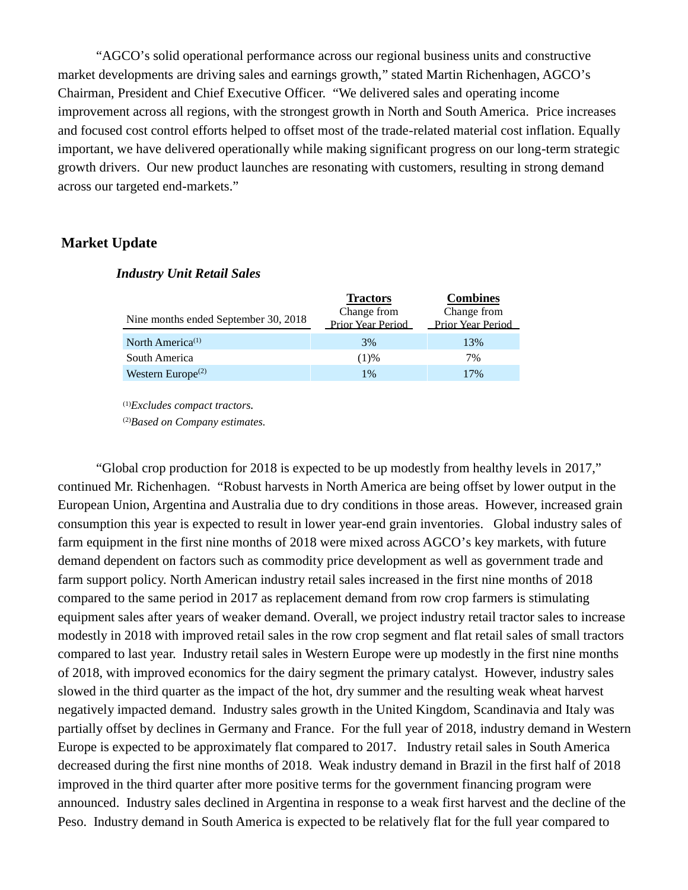"AGCO's solid operational performance across our regional business units and constructive market developments are driving sales and earnings growth," stated Martin Richenhagen, AGCO's Chairman, President and Chief Executive Officer. "We delivered sales and operating income improvement across all regions, with the strongest growth in North and South America. Price increases and focused cost control efforts helped to offset most of the trade-related material cost inflation. Equally important, we have delivered operationally while making significant progress on our long-term strategic growth drivers. Our new product launches are resonating with customers, resulting in strong demand across our targeted end-markets."

## Market Update

### *Industry Unit Retail Sales*

| Nine months ended September 30, 2018 | Tractors<br>Change from Prior Year Period | Combines<br>Change from Prior Year Period |
|---|---|---|
| North America[(1)] | 3% | 13% |
| South America | (1)% | 7% |
| Western Europe[(2)] | 1% | 17% |

[(1)] *Excludes compact tractors.*

[(2)] *Based on Company estimates.*

"Global crop production for 2018 is expected to be up modestly from healthy levels in 2017," continued Mr. Richenhagen. "Robust harvests in North America are being offset by lower output in the European Union, Argentina and Australia due to dry conditions in those areas. However, increased grain consumption this year is expected to result in lower year-end grain inventories. Global industry sales of farm equipment in the first nine months of 2018 were mixed across AGCO's key markets, with future demand dependent on factors such as commodity price development as well as government trade and farm support policy. North American industry retail sales increased in the first nine months of 2018 compared to the same period in 2017 as replacement demand from row crop farmers is stimulating equipment sales after years of weaker demand. Overall, we project industry retail tractor sales to increase modestly in 2018 with improved retail sales in the row crop segment and flat retail sales of small tractors compared to last year. Industry retail sales in Western Europe were up modestly in the first nine months of 2018, with improved economics for the dairy segment the primary catalyst. However, industry sales slowed in the third quarter as the impact of the hot, dry summer and the resulting weak wheat harvest negatively impacted demand. Industry sales growth in the United Kingdom, Scandinavia and Italy was partially offset by declines in Germany and France. For the full year of 2018, industry demand in Western Europe is expected to be approximately flat compared to 2017. Industry retail sales in South America decreased during the first nine months of 2018. Weak industry demand in Brazil in the first half of 2018 improved in the third quarter after more positive terms for the government financing program were announced. Industry sales declined in Argentina in response to a weak first harvest and the decline of the Peso. Industry demand in South America is expected to be relatively flat for the full year compared to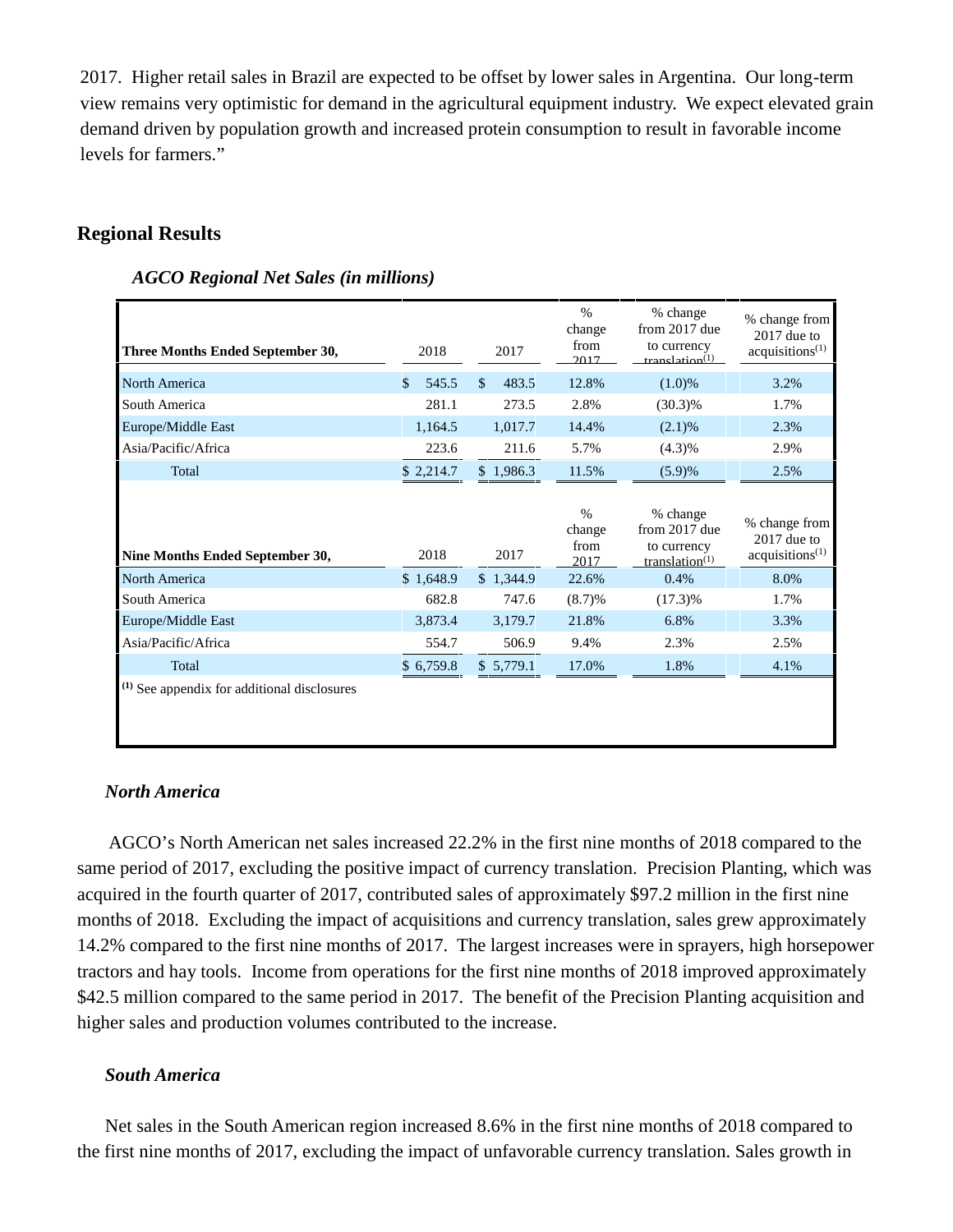2017. Higher retail sales in Brazil are expected to be offset by lower sales in Argentina. Our long-term view remains very optimistic for demand in the agricultural equipment industry. We expect elevated grain demand driven by population growth and increased protein consumption to result in favorable income levels for farmers."

## Regional Results

***AGCO Regional Net Sales (in millions)***

| Three Months Ended September 30, | 2018 | 2017 | % change from 2017 | % change from 2017 due to currency translation[1] | % change from 2017 due to acquisitions[1] |
|---|---|---|---|---|---|
| North America | $ 545.5 | $ 483.5 | 12.8% | (1.0)% | 3.2% |
| South America | 281.1 | 273.5 | 2.8% | (30.3)% | 1.7% |
| Europe/Middle East | 1,164.5 | 1,017.7 | 14.4% | (2.1)% | 2.3% |
| Asia/Pacific/Africa | 223.6 | 211.6 | 5.7% | (4.3)% | 2.9% |
| Total | $ 2,214.7 | $ 1,986.3 | 11.5% | (5.9)% | 2.5% |
| **Nine Months Ended September 30,** | **2018** | **2017** | **% change from 2017** | **% change from 2017 due to currency translation[1]** | **% change from 2017 due to acquisitions[1]** |
| North America | $ 1,648.9 | $ 1,344.9 | 22.6% | 0.4% | 8.0% |
| South America | 682.8 | 747.6 | (8.7)% | (17.3)% | 1.7% |
| Europe/Middle East | 3,873.4 | 3,179.7 | 21.8% | 6.8% | 3.3% |
| Asia/Pacific/Africa | 554.7 | 506.9 | 9.4% | 2.3% | 2.5% |
| Total | $ 6,759.8 | $ 5,779.1 | 17.0% | 1.8% | 4.1% |

[1] See appendix for additional disclosures

***North America***

AGCO's North American net sales increased 22.2% in the first nine months of 2018 compared to the same period of 2017, excluding the positive impact of currency translation. Precision Planting, which was acquired in the fourth quarter of 2017, contributed sales of approximately $97.2 million in the first nine months of 2018. Excluding the impact of acquisitions and currency translation, sales grew approximately 14.2% compared to the first nine months of 2017. The largest increases were in sprayers, high horsepower tractors and hay tools. Income from operations for the first nine months of 2018 improved approximately $42.5 million compared to the same period in 2017. The benefit of the Precision Planting acquisition and higher sales and production volumes contributed to the increase.

***South America***

Net sales in the South American region increased 8.6% in the first nine months of 2018 compared to the first nine months of 2017, excluding the impact of unfavorable currency translation. Sales growth in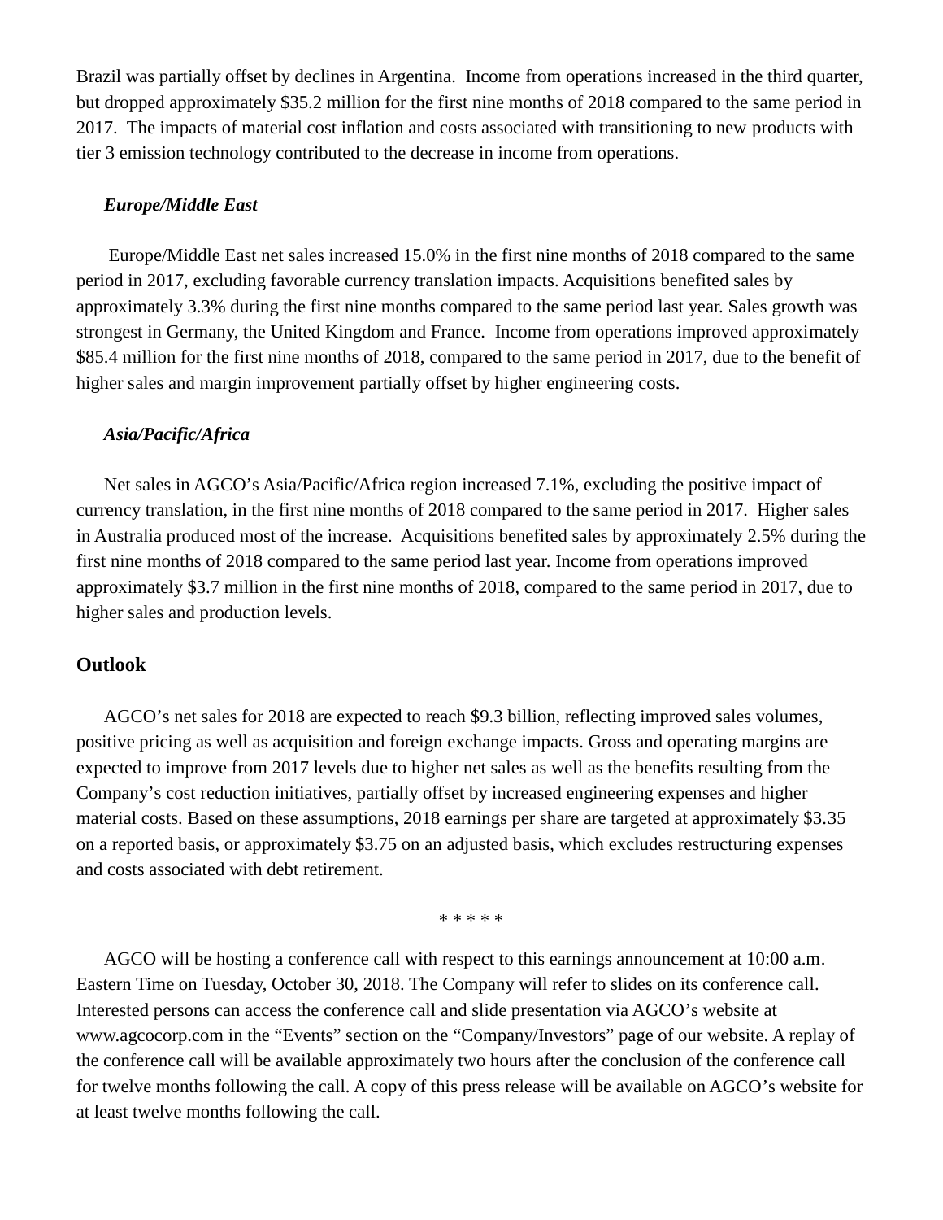Brazil was partially offset by declines in Argentina. Income from operations increased in the third quarter, but dropped approximately $35.2 million for the first nine months of 2018 compared to the same period in 2017. The impacts of material cost inflation and costs associated with transitioning to new products with tier 3 emission technology contributed to the decrease in income from operations.

***Europe/Middle East***

Europe/Middle East net sales increased 15.0% in the first nine months of 2018 compared to the same period in 2017, excluding favorable currency translation impacts. Acquisitions benefited sales by approximately 3.3% during the first nine months compared to the same period last year. Sales growth was strongest in Germany, the United Kingdom and France. Income from operations improved approximately $85.4 million for the first nine months of 2018, compared to the same period in 2017, due to the benefit of higher sales and margin improvement partially offset by higher engineering costs.

***Asia/Pacific/Africa***

Net sales in AGCO's Asia/Pacific/Africa region increased 7.1%, excluding the positive impact of currency translation, in the first nine months of 2018 compared to the same period in 2017. Higher sales in Australia produced most of the increase. Acquisitions benefited sales by approximately 2.5% during the first nine months of 2018 compared to the same period last year. Income from operations improved approximately $3.7 million in the first nine months of 2018, compared to the same period in 2017, due to higher sales and production levels.

## Outlook

AGCO's net sales for 2018 are expected to reach $9.3 billion, reflecting improved sales volumes, positive pricing as well as acquisition and foreign exchange impacts. Gross and operating margins are expected to improve from 2017 levels due to higher net sales as well as the benefits resulting from the Company's cost reduction initiatives, partially offset by increased engineering expenses and higher material costs. Based on these assumptions, 2018 earnings per share are targeted at approximately $3.35 on a reported basis, or approximately $3.75 on an adjusted basis, which excludes restructuring expenses and costs associated with debt retirement.

\* \* \* \* \*

AGCO will be hosting a conference call with respect to this earnings announcement at 10:00 a.m. Eastern Time on Tuesday, October 30, 2018. The Company will refer to slides on its conference call. Interested persons can access the conference call and slide presentation via AGCO's website at www.agcocorp.com in the "Events" section on the "Company/Investors" page of our website. A replay of the conference call will be available approximately two hours after the conclusion of the conference call for twelve months following the call. A copy of this press release will be available on AGCO's website for at least twelve months following the call.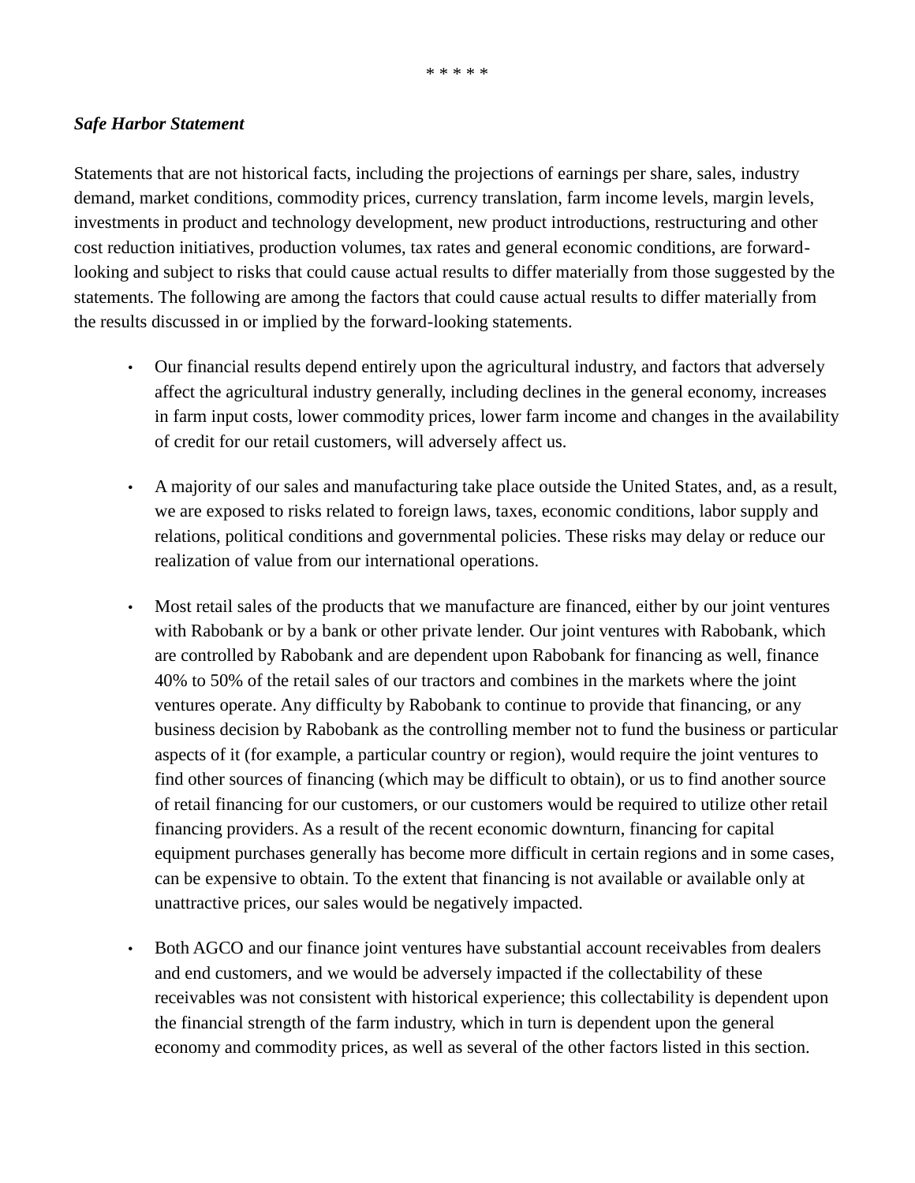* * * * *

***Safe Harbor Statement***

Statements that are not historical facts, including the projections of earnings per share, sales, industry demand, market conditions, commodity prices, currency translation, farm income levels, margin levels, investments in product and technology development, new product introductions, restructuring and other cost reduction initiatives, production volumes, tax rates and general economic conditions, are forward-looking and subject to risks that could cause actual results to differ materially from those suggested by the statements. The following are among the factors that could cause actual results to differ materially from the results discussed in or implied by the forward-looking statements.

- Our financial results depend entirely upon the agricultural industry, and factors that adversely affect the agricultural industry generally, including declines in the general economy, increases in farm input costs, lower commodity prices, lower farm income and changes in the availability of credit for our retail customers, will adversely affect us.

- A majority of our sales and manufacturing take place outside the United States, and, as a result, we are exposed to risks related to foreign laws, taxes, economic conditions, labor supply and relations, political conditions and governmental policies. These risks may delay or reduce our realization of value from our international operations.

- Most retail sales of the products that we manufacture are financed, either by our joint ventures with Rabobank or by a bank or other private lender. Our joint ventures with Rabobank, which are controlled by Rabobank and are dependent upon Rabobank for financing as well, finance 40% to 50% of the retail sales of our tractors and combines in the markets where the joint ventures operate. Any difficulty by Rabobank to continue to provide that financing, or any business decision by Rabobank as the controlling member not to fund the business or particular aspects of it (for example, a particular country or region), would require the joint ventures to find other sources of financing (which may be difficult to obtain), or us to find another source of retail financing for our customers, or our customers would be required to utilize other retail financing providers. As a result of the recent economic downturn, financing for capital equipment purchases generally has become more difficult in certain regions and in some cases, can be expensive to obtain. To the extent that financing is not available or available only at unattractive prices, our sales would be negatively impacted.

- Both AGCO and our finance joint ventures have substantial account receivables from dealers and end customers, and we would be adversely impacted if the collectability of these receivables was not consistent with historical experience; this collectability is dependent upon the financial strength of the farm industry, which in turn is dependent upon the general economy and commodity prices, as well as several of the other factors listed in this section.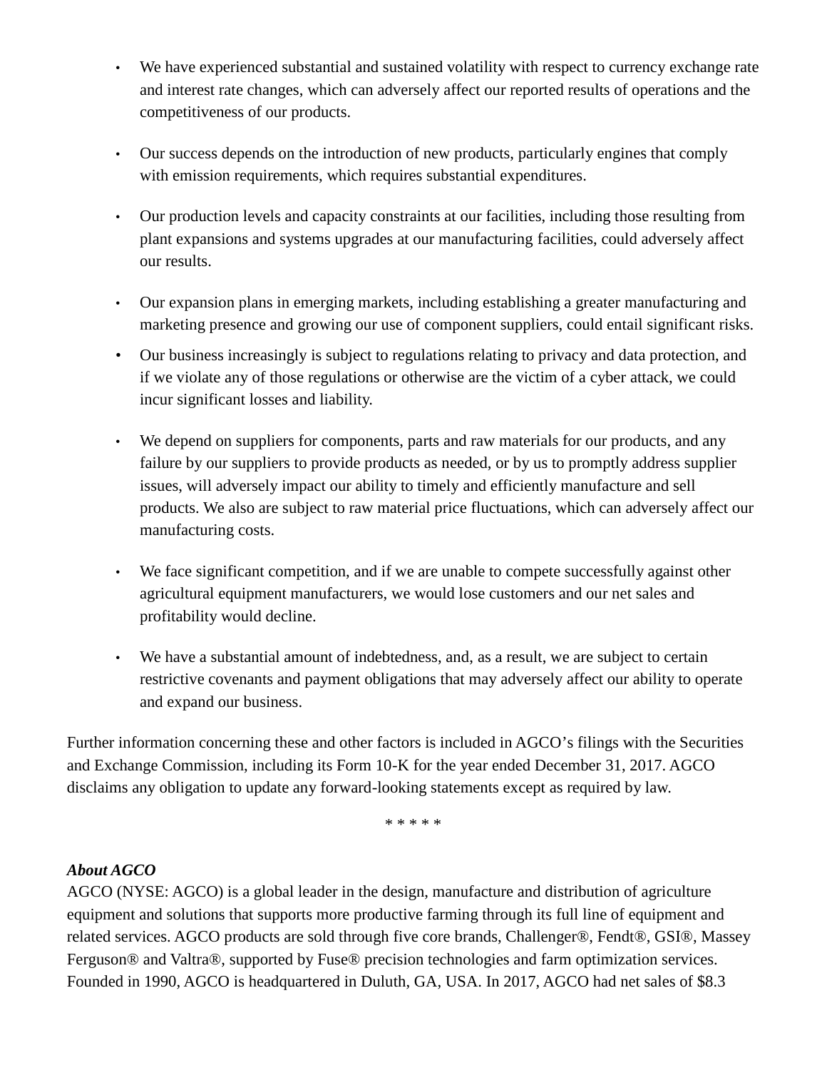- We have experienced substantial and sustained volatility with respect to currency exchange rate and interest rate changes, which can adversely affect our reported results of operations and the competitiveness of our products.
- Our success depends on the introduction of new products, particularly engines that comply with emission requirements, which requires substantial expenditures.
- Our production levels and capacity constraints at our facilities, including those resulting from plant expansions and systems upgrades at our manufacturing facilities, could adversely affect our results.
- Our expansion plans in emerging markets, including establishing a greater manufacturing and marketing presence and growing our use of component suppliers, could entail significant risks.
- Our business increasingly is subject to regulations relating to privacy and data protection, and if we violate any of those regulations or otherwise are the victim of a cyber attack, we could incur significant losses and liability.
- We depend on suppliers for components, parts and raw materials for our products, and any failure by our suppliers to provide products as needed, or by us to promptly address supplier issues, will adversely impact our ability to timely and efficiently manufacture and sell products. We also are subject to raw material price fluctuations, which can adversely affect our manufacturing costs.
- We face significant competition, and if we are unable to compete successfully against other agricultural equipment manufacturers, we would lose customers and our net sales and profitability would decline.
- We have a substantial amount of indebtedness, and, as a result, we are subject to certain restrictive covenants and payment obligations that may adversely affect our ability to operate and expand our business.

Further information concerning these and other factors is included in AGCO's filings with the Securities and Exchange Commission, including its Form 10-K for the year ended December 31, 2017. AGCO disclaims any obligation to update any forward-looking statements except as required by law.

\* \* \* \* \*

***About AGCO***

AGCO (NYSE: AGCO) is a global leader in the design, manufacture and distribution of agriculture equipment and solutions that supports more productive farming through its full line of equipment and related services. AGCO products are sold through five core brands, Challenger®, Fendt®, GSI®, Massey Ferguson® and Valtra®, supported by Fuse® precision technologies and farm optimization services. Founded in 1990, AGCO is headquartered in Duluth, GA, USA. In 2017, AGCO had net sales of $8.3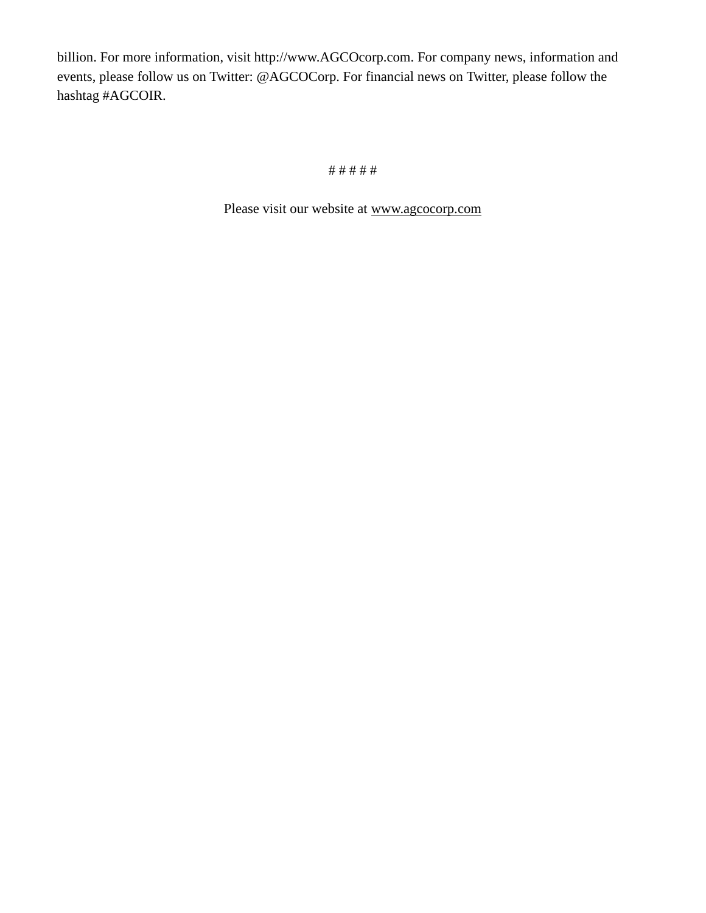billion. For more information, visit http://www.AGCOcorp.com. For company news, information and events, please follow us on Twitter: @AGCOCorp. For financial news on Twitter, please follow the hashtag #AGCOIR.

# # # # #

Please visit our website at www.agcocorp.com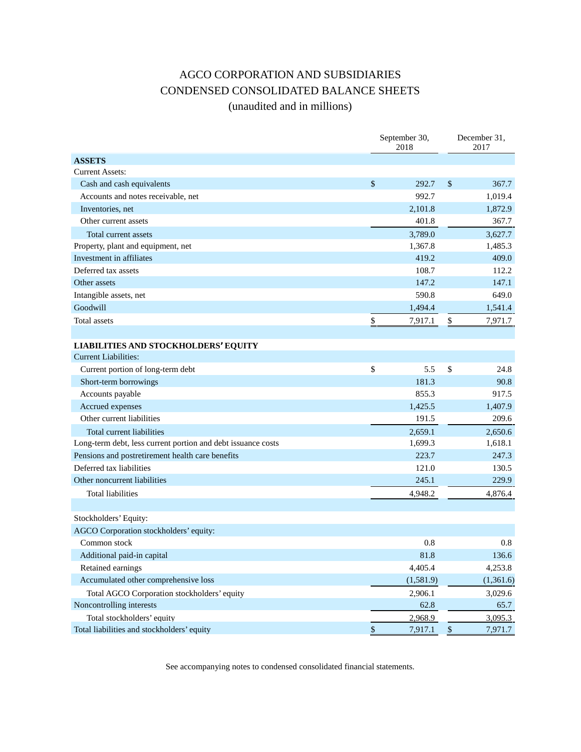# AGCO CORPORATION AND SUBSIDIARIES
# CONDENSED CONSOLIDATED BALANCE SHEETS
## (unaudited and in millions)

| | September 30, 2018 | December 31, 2017 |
|---|---|---|
| **ASSETS** | | |
| Current Assets: | | |
| Cash and cash equivalents | $ 292.7 | $ 367.7 |
| Accounts and notes receivable, net | 992.7 | 1,019.4 |
| Inventories, net | 2,101.8 | 1,872.9 |
| Other current assets | 401.8 | 367.7 |
| Total current assets | 3,789.0 | 3,627.7 |
| Property, plant and equipment, net | 1,367.8 | 1,485.3 |
| Investment in affiliates | 419.2 | 409.0 |
| Deferred tax assets | 108.7 | 112.2 |
| Other assets | 147.2 | 147.1 |
| Intangible assets, net | 590.8 | 649.0 |
| Goodwill | 1,494.4 | 1,541.4 |
| Total assets | $ 7,917.1 | $ 7,971.7 |
| | | |
| **LIABILITIES AND STOCKHOLDERS’ EQUITY** | | |
| Current Liabilities: | | |
| Current portion of long-term debt | $ 5.5 | $ 24.8 |
| Short-term borrowings | 181.3 | 90.8 |
| Accounts payable | 855.3 | 917.5 |
| Accrued expenses | 1,425.5 | 1,407.9 |
| Other current liabilities | 191.5 | 209.6 |
| Total current liabilities | 2,659.1 | 2,650.6 |
| Long-term debt, less current portion and debt issuance costs | 1,699.3 | 1,618.1 |
| Pensions and postretirement health care benefits | 223.7 | 247.3 |
| Deferred tax liabilities | 121.0 | 130.5 |
| Other noncurrent liabilities | 245.1 | 229.9 |
| Total liabilities | 4,948.2 | 4,876.4 |
| | | |
| Stockholders’ Equity: | | |
| AGCO Corporation stockholders’ equity: | | |
| Common stock | 0.8 | 0.8 |
| Additional paid-in capital | 81.8 | 136.6 |
| Retained earnings | 4,405.4 | 4,253.8 |
| Accumulated other comprehensive loss | (1,581.9) | (1,361.6) |
| Total AGCO Corporation stockholders’ equity | 2,906.1 | 3,029.6 |
| Noncontrolling interests | 62.8 | 65.7 |
| Total stockholders’ equity | 2,968.9 | 3,095.3 |
| Total liabilities and stockholders’ equity | $ 7,917.1 | $ 7,971.7 |

See accompanying notes to condensed consolidated financial statements.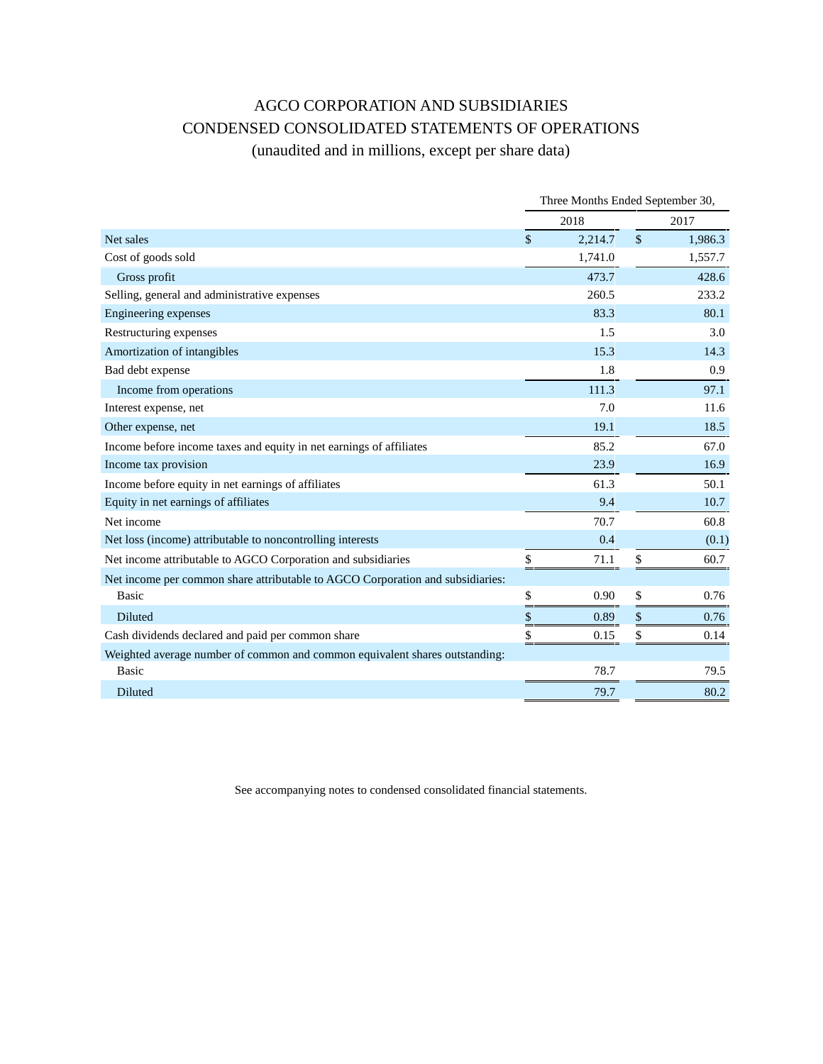# AGCO CORPORATION AND SUBSIDIARIES
## CONDENSED CONSOLIDATED STATEMENTS OF OPERATIONS
### (unaudited and in millions, except per share data)

| | Three Months Ended September 30, | |
|---|---|---|
| | 2018 | 2017 |
| Net sales | $ 2,214.7 | $ 1,986.3 |
| Cost of goods sold | 1,741.0 | 1,557.7 |
| Gross profit | 473.7 | 428.6 |
| Selling, general and administrative expenses | 260.5 | 233.2 |
| Engineering expenses | 83.3 | 80.1 |
| Restructuring expenses | 1.5 | 3.0 |
| Amortization of intangibles | 15.3 | 14.3 |
| Bad debt expense | 1.8 | 0.9 |
| Income from operations | 111.3 | 97.1 |
| Interest expense, net | 7.0 | 11.6 |
| Other expense, net | 19.1 | 18.5 |
| Income before income taxes and equity in net earnings of affiliates | 85.2 | 67.0 |
| Income tax provision | 23.9 | 16.9 |
| Income before equity in net earnings of affiliates | 61.3 | 50.1 |
| Equity in net earnings of affiliates | 9.4 | 10.7 |
| Net income | 70.7 | 60.8 |
| Net loss (income) attributable to noncontrolling interests | 0.4 | (0.1) |
| Net income attributable to AGCO Corporation and subsidiaries | $ 71.1 | $ 60.7 |
| Net income per common share attributable to AGCO Corporation and subsidiaries: | | |
| Basic | $ 0.90 | $ 0.76 |
| Diluted | $ 0.89 | $ 0.76 |
| Cash dividends declared and paid per common share | $ 0.15 | $ 0.14 |
| Weighted average number of common and common equivalent shares outstanding: | | |
| Basic | 78.7 | 79.5 |
| Diluted | 79.7 | 80.2 |

See accompanying notes to condensed consolidated financial statements.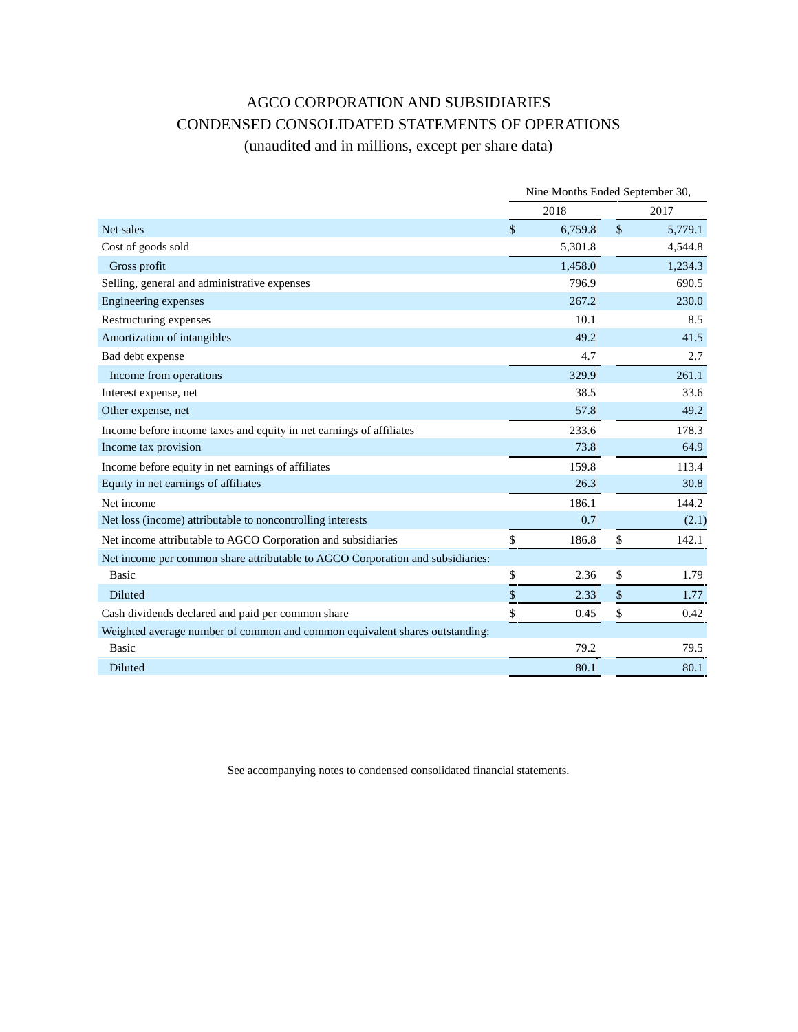# AGCO CORPORATION AND SUBSIDIARIES

## CONDENSED CONSOLIDATED STATEMENTS OF OPERATIONS

### (unaudited and in millions, except per share data)

| | Nine Months Ended September 30, | |
|---|---|---|
| | 2018 | 2017 |
| Net sales | $ 6,759.8 | $ 5,779.1 |
| Cost of goods sold | 5,301.8 | 4,544.8 |
| Gross profit | 1,458.0 | 1,234.3 |
| Selling, general and administrative expenses | 796.9 | 690.5 |
| Engineering expenses | 267.2 | 230.0 |
| Restructuring expenses | 10.1 | 8.5 |
| Amortization of intangibles | 49.2 | 41.5 |
| Bad debt expense | 4.7 | 2.7 |
| Income from operations | 329.9 | 261.1 |
| Interest expense, net | 38.5 | 33.6 |
| Other expense, net | 57.8 | 49.2 |
| Income before income taxes and equity in net earnings of affiliates | 233.6 | 178.3 |
| Income tax provision | 73.8 | 64.9 |
| Income before equity in net earnings of affiliates | 159.8 | 113.4 |
| Equity in net earnings of affiliates | 26.3 | 30.8 |
| Net income | 186.1 | 144.2 |
| Net loss (income) attributable to noncontrolling interests | 0.7 | (2.1) |
| Net income attributable to AGCO Corporation and subsidiaries | $ 186.8 | $ 142.1 |
| Net income per common share attributable to AGCO Corporation and subsidiaries: | | |
| Basic | $ 2.36 | $ 1.79 |
| Diluted | $ 2.33 | $ 1.77 |
| Cash dividends declared and paid per common share | $ 0.45 | $ 0.42 |
| Weighted average number of common and common equivalent shares outstanding: | | |
| Basic | 79.2 | 79.5 |
| Diluted | 80.1 | 80.1 |

See accompanying notes to condensed consolidated financial statements.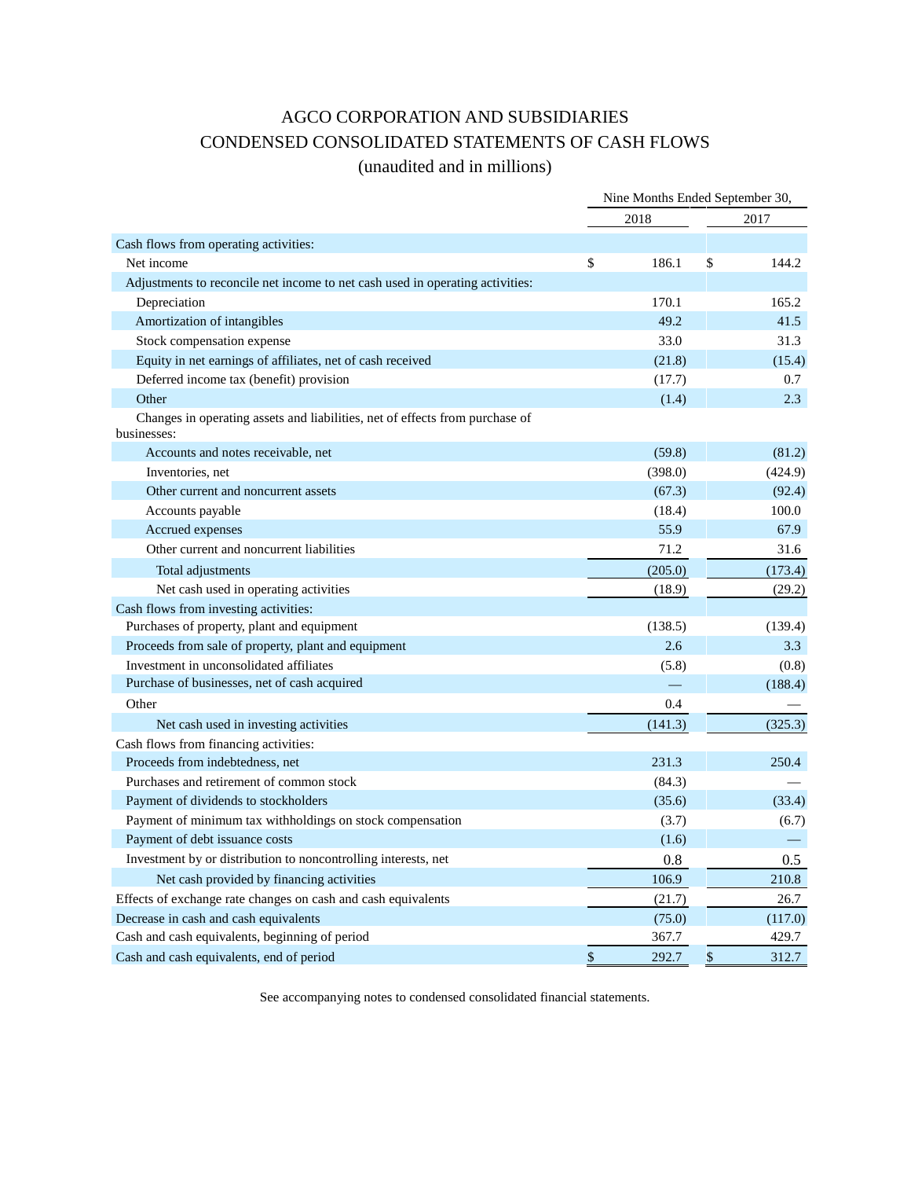# AGCO CORPORATION AND SUBSIDIARIES
# CONDENSED CONSOLIDATED STATEMENTS OF CASH FLOWS
## (unaudited and in millions)

| | Nine Months Ended September 30, | |
|---|---|---|
| | 2018 | 2017 |
| **Cash flows from operating activities:** | | |
| Net income | $ 186.1 | $ 144.2 |
| Adjustments to reconcile net income to net cash used in operating activities: | | |
| Depreciation | 170.1 | 165.2 |
| Amortization of intangibles | 49.2 | 41.5 |
| Stock compensation expense | 33.0 | 31.3 |
| Equity in net earnings of affiliates, net of cash received | (21.8) | (15.4) |
| Deferred income tax (benefit) provision | (17.7) | 0.7 |
| Other | (1.4) | 2.3 |
| Changes in operating assets and liabilities, net of effects from purchase of businesses: | | |
| Accounts and notes receivable, net | (59.8) | (81.2) |
| Inventories, net | (398.0) | (424.9) |
| Other current and noncurrent assets | (67.3) | (92.4) |
| Accounts payable | (18.4) | 100.0 |
| Accrued expenses | 55.9 | 67.9 |
| Other current and noncurrent liabilities | 71.2 | 31.6 |
| Total adjustments | (205.0) | (173.4) |
| Net cash used in operating activities | (18.9) | (29.2) |
| **Cash flows from investing activities:** | | |
| Purchases of property, plant and equipment | (138.5) | (139.4) |
| Proceeds from sale of property, plant and equipment | 2.6 | 3.3 |
| Investment in unconsolidated affiliates | (5.8) | (0.8) |
| Purchase of businesses, net of cash acquired | — | (188.4) |
| Other | 0.4 | — |
| Net cash used in investing activities | (141.3) | (325.3) |
| **Cash flows from financing activities:** | | |
| Proceeds from indebtedness, net | 231.3 | 250.4 |
| Purchases and retirement of common stock | (84.3) | — |
| Payment of dividends to stockholders | (35.6) | (33.4) |
| Payment of minimum tax withholdings on stock compensation | (3.7) | (6.7) |
| Payment of debt issuance costs | (1.6) | — |
| Investment by or distribution to noncontrolling interests, net | 0.8 | 0.5 |
| Net cash provided by financing activities | 106.9 | 210.8 |
| Effects of exchange rate changes on cash and cash equivalents | (21.7) | 26.7 |
| Decrease in cash and cash equivalents | (75.0) | (117.0) |
| Cash and cash equivalents, beginning of period | 367.7 | 429.7 |
| Cash and cash equivalents, end of period | $ 292.7 | $ 312.7 |

See accompanying notes to condensed consolidated financial statements.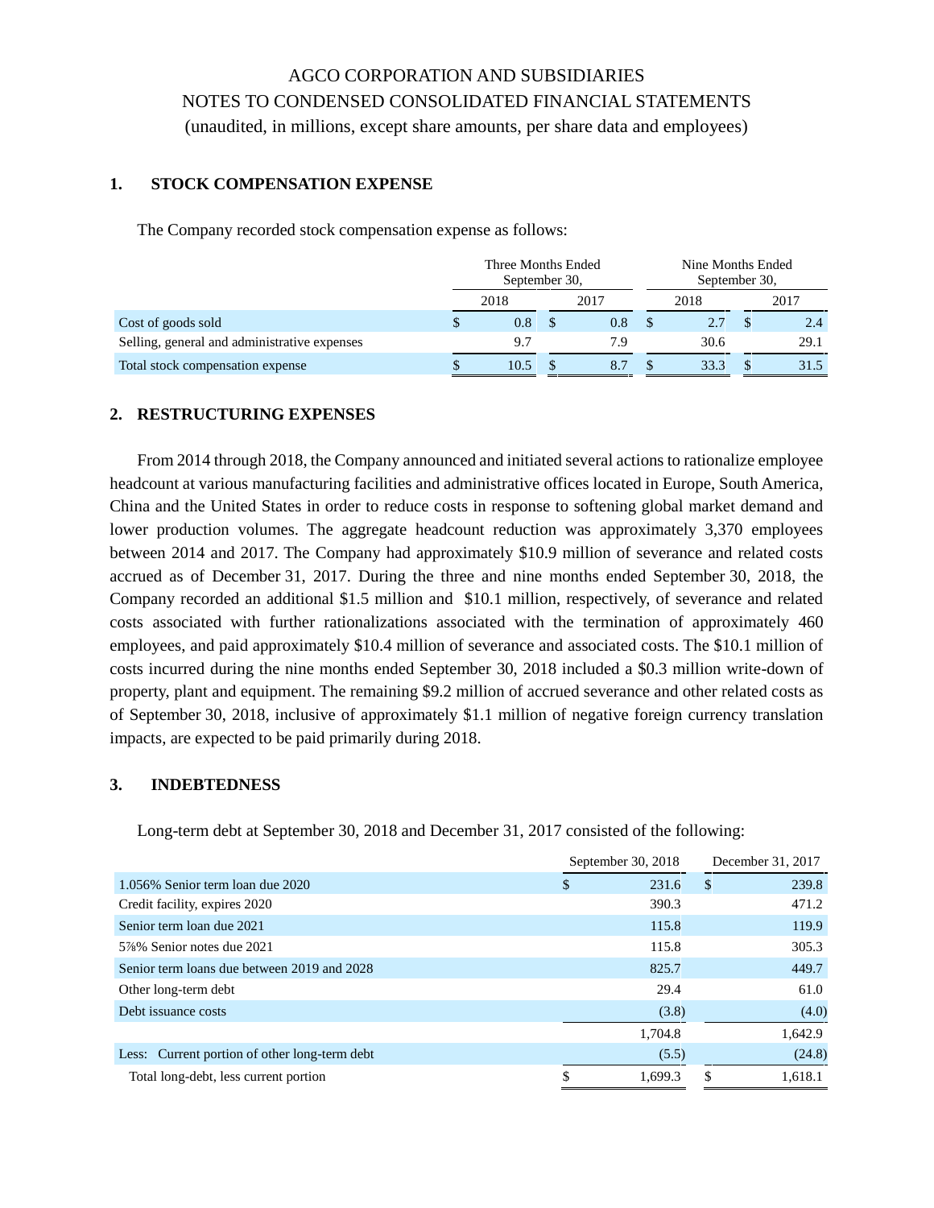AGCO CORPORATION AND SUBSIDIARIES

NOTES TO CONDENSED CONSOLIDATED FINANCIAL STATEMENTS

(unaudited, in millions, except share amounts, per share data and employees)

## 1. STOCK COMPENSATION EXPENSE

The Company recorded stock compensation expense as follows:

| | Three Months Ended September 30, | | Nine Months Ended September 30, | |
|---|---|---|---|---|
| | 2018 | 2017 | 2018 | 2017 |
| Cost of goods sold | $ 0.8 | $ 0.8 | $ 2.7 | $ 2.4 |
| Selling, general and administrative expenses | 9.7 | 7.9 | 30.6 | 29.1 |
| Total stock compensation expense | $ 10.5 | $ 8.7 | $ 33.3 | $ 31.5 |

## 2. RESTRUCTURING EXPENSES

From 2014 through 2018, the Company announced and initiated several actions to rationalize employee headcount at various manufacturing facilities and administrative offices located in Europe, South America, China and the United States in order to reduce costs in response to softening global market demand and lower production volumes. The aggregate headcount reduction was approximately 3,370 employees between 2014 and 2017. The Company had approximately $10.9 million of severance and related costs accrued as of December 31, 2017. During the three and nine months ended September 30, 2018, the Company recorded an additional $1.5 million and $10.1 million, respectively, of severance and related costs associated with further rationalizations associated with the termination of approximately 460 employees, and paid approximately $10.4 million of severance and associated costs. The $10.1 million of costs incurred during the nine months ended September 30, 2018 included a $0.3 million write-down of property, plant and equipment. The remaining $9.2 million of accrued severance and other related costs as of September 30, 2018, inclusive of approximately $1.1 million of negative foreign currency translation impacts, are expected to be paid primarily during 2018.

## 3. INDEBTEDNESS

Long-term debt at September 30, 2018 and December 31, 2017 consisted of the following:

| | September 30, 2018 | December 31, 2017 |
|---|---|---|
| 1.056% Senior term loan due 2020 | $ 231.6 | $ 239.8 |
| Credit facility, expires 2020 | 390.3 | 471.2 |
| Senior term loan due 2021 | 115.8 | 119.9 |
| 5⅞% Senior notes due 2021 | 115.8 | 305.3 |
| Senior term loans due between 2019 and 2028 | 825.7 | 449.7 |
| Other long-term debt | 29.4 | 61.0 |
| Debt issuance costs | (3.8) | (4.0) |
| | 1,704.8 | 1,642.9 |
| Less: Current portion of other long-term debt | (5.5) | (24.8) |
| Total long-debt, less current portion | $ 1,699.3 | $ 1,618.1 |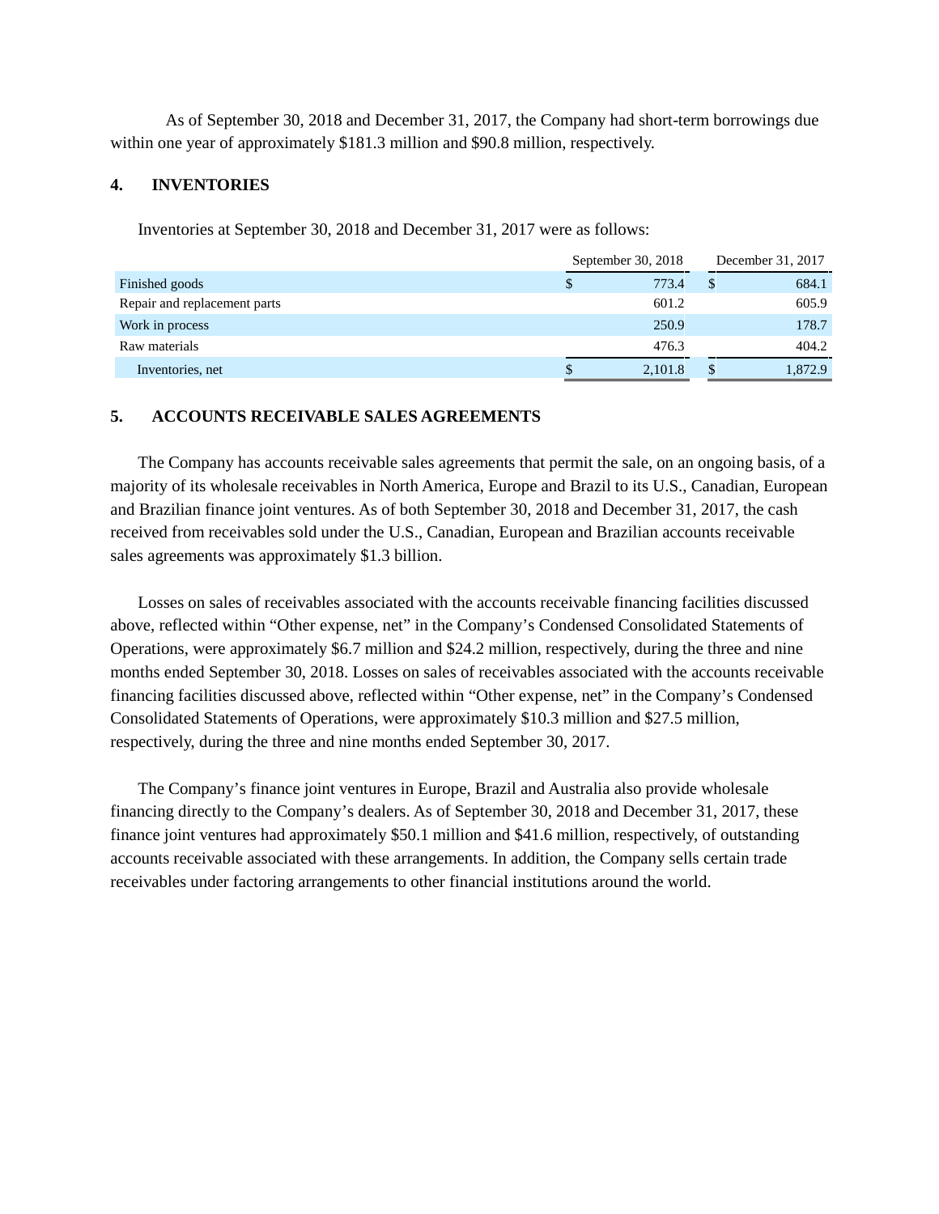As of September 30, 2018 and December 31, 2017, the Company had short-term borrowings due within one year of approximately $181.3 million and $90.8 million, respectively.

## 4. INVENTORIES

Inventories at September 30, 2018 and December 31, 2017 were as follows:

| | September 30, 2018 | December 31, 2017 |
|---|---|---|
| Finished goods | $ 773.4 | $ 684.1 |
| Repair and replacement parts | 601.2 | 605.9 |
| Work in process | 250.9 | 178.7 |
| Raw materials | 476.3 | 404.2 |
| Inventories, net | $ 2,101.8 | $ 1,872.9 |

## 5. ACCOUNTS RECEIVABLE SALES AGREEMENTS

The Company has accounts receivable sales agreements that permit the sale, on an ongoing basis, of a majority of its wholesale receivables in North America, Europe and Brazil to its U.S., Canadian, European and Brazilian finance joint ventures. As of both September 30, 2018 and December 31, 2017, the cash received from receivables sold under the U.S., Canadian, European and Brazilian accounts receivable sales agreements was approximately $1.3 billion.

Losses on sales of receivables associated with the accounts receivable financing facilities discussed above, reflected within "Other expense, net" in the Company's Condensed Consolidated Statements of Operations, were approximately $6.7 million and $24.2 million, respectively, during the three and nine months ended September 30, 2018. Losses on sales of receivables associated with the accounts receivable financing facilities discussed above, reflected within "Other expense, net" in the Company's Condensed Consolidated Statements of Operations, were approximately $10.3 million and $27.5 million, respectively, during the three and nine months ended September 30, 2017.

The Company's finance joint ventures in Europe, Brazil and Australia also provide wholesale financing directly to the Company's dealers. As of September 30, 2018 and December 31, 2017, these finance joint ventures had approximately $50.1 million and $41.6 million, respectively, of outstanding accounts receivable associated with these arrangements. In addition, the Company sells certain trade receivables under factoring arrangements to other financial institutions around the world.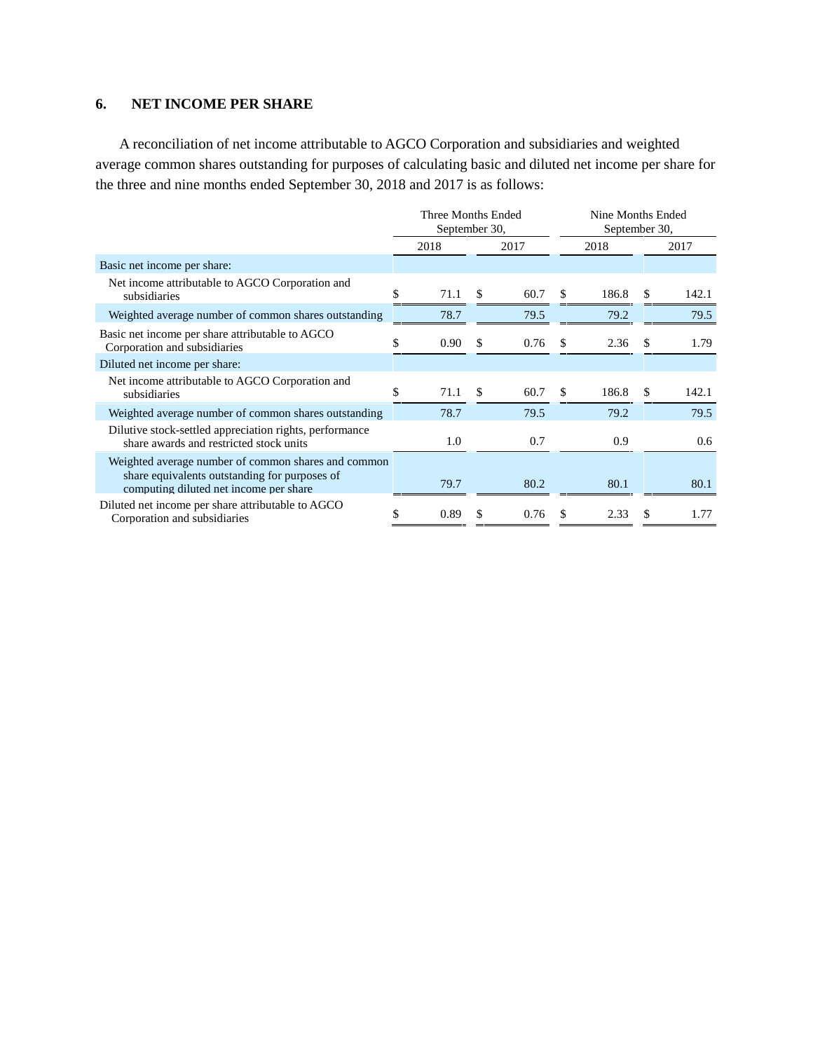## 6. NET INCOME PER SHARE

A reconciliation of net income attributable to AGCO Corporation and subsidiaries and weighted average common shares outstanding for purposes of calculating basic and diluted net income per share for the three and nine months ended September 30, 2018 and 2017 is as follows:

| | Three Months Ended September 30, | | Nine Months Ended September 30, | |
|---|---|---|---|---|
| | 2018 | 2017 | 2018 | 2017 |
| Basic net income per share: | | | | |
| Net income attributable to AGCO Corporation and subsidiaries | $ 71.1 | $ 60.7 | $ 186.8 | $ 142.1 |
| Weighted average number of common shares outstanding | 78.7 | 79.5 | 79.2 | 79.5 |
| Basic net income per share attributable to AGCO Corporation and subsidiaries | $ 0.90 | $ 0.76 | $ 2.36 | $ 1.79 |
| Diluted net income per share: | | | | |
| Net income attributable to AGCO Corporation and subsidiaries | $ 71.1 | $ 60.7 | $ 186.8 | $ 142.1 |
| Weighted average number of common shares outstanding | 78.7 | 79.5 | 79.2 | 79.5 |
| Dilutive stock-settled appreciation rights, performance share awards and restricted stock units | 1.0 | 0.7 | 0.9 | 0.6 |
| Weighted average number of common shares and common share equivalents outstanding for purposes of computing diluted net income per share | 79.7 | 80.2 | 80.1 | 80.1 |
| Diluted net income per share attributable to AGCO Corporation and subsidiaries | $ 0.89 | $ 0.76 | $ 2.33 | $ 1.77 |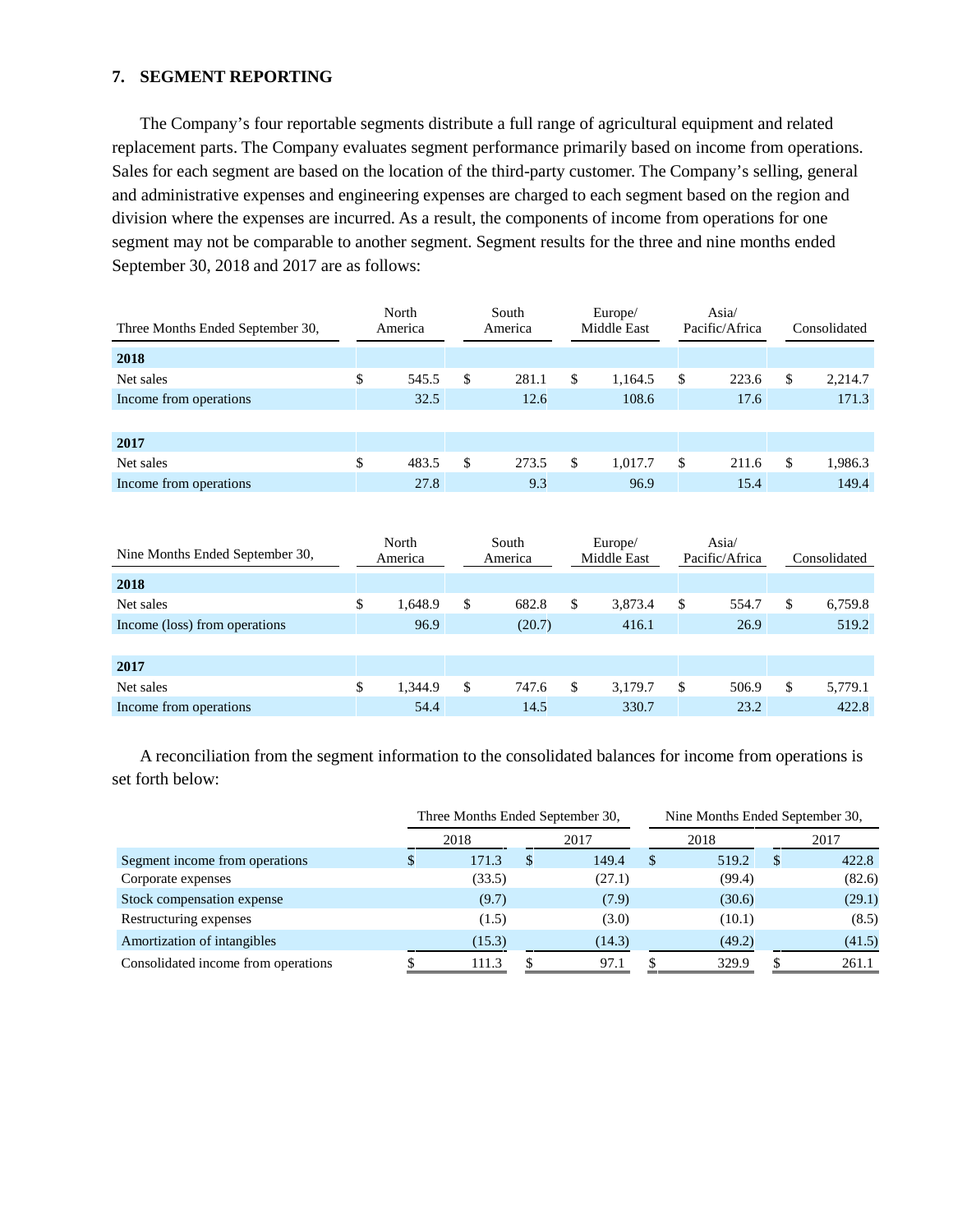## 7. SEGMENT REPORTING

The Company's four reportable segments distribute a full range of agricultural equipment and related replacement parts. The Company evaluates segment performance primarily based on income from operations. Sales for each segment are based on the location of the third-party customer. The Company's selling, general and administrative expenses and engineering expenses are charged to each segment based on the region and division where the expenses are incurred. As a result, the components of income from operations for one segment may not be comparable to another segment. Segment results for the three and nine months ended September 30, 2018 and 2017 are as follows:

| Three Months Ended September 30, | North America | South America | Europe/ Middle East | Asia/ Pacific/Africa | Consolidated |
|---|---|---|---|---|---|
| **2018** | | | | | |
| Net sales | $ 545.5 | $ 281.1 | $ 1,164.5 | $ 223.6 | $ 2,214.7 |
| Income from operations | 32.5 | 12.6 | 108.6 | 17.6 | 171.3 |
| **2017** | | | | | |
| Net sales | $ 483.5 | $ 273.5 | $ 1,017.7 | $ 211.6 | $ 1,986.3 |
| Income from operations | 27.8 | 9.3 | 96.9 | 15.4 | 149.4 |

| Nine Months Ended September 30, | North America | South America | Europe/ Middle East | Asia/ Pacific/Africa | Consolidated |
|---|---|---|---|---|---|
| **2018** | | | | | |
| Net sales | $ 1,648.9 | $ 682.8 | $ 3,873.4 | $ 554.7 | $ 6,759.8 |
| Income (loss) from operations | 96.9 | (20.7) | 416.1 | 26.9 | 519.2 |
| **2017** | | | | | |
| Net sales | $ 1,344.9 | $ 747.6 | $ 3,179.7 | $ 506.9 | $ 5,779.1 |
| Income from operations | 54.4 | 14.5 | 330.7 | 23.2 | 422.8 |

A reconciliation from the segment information to the consolidated balances for income from operations is set forth below:

| | Three Months Ended September 30, | | Nine Months Ended September 30, | |
|---|---|---|---|---|
| | 2018 | 2017 | 2018 | 2017 |
| Segment income from operations | $ 171.3 | $ 149.4 | $ 519.2 | $ 422.8 |
| Corporate expenses | (33.5) | (27.1) | (99.4) | (82.6) |
| Stock compensation expense | (9.7) | (7.9) | (30.6) | (29.1) |
| Restructuring expenses | (1.5) | (3.0) | (10.1) | (8.5) |
| Amortization of intangibles | (15.3) | (14.3) | (49.2) | (41.5) |
| Consolidated income from operations | $ 111.3 | $ 97.1 | $ 329.9 | $ 261.1 |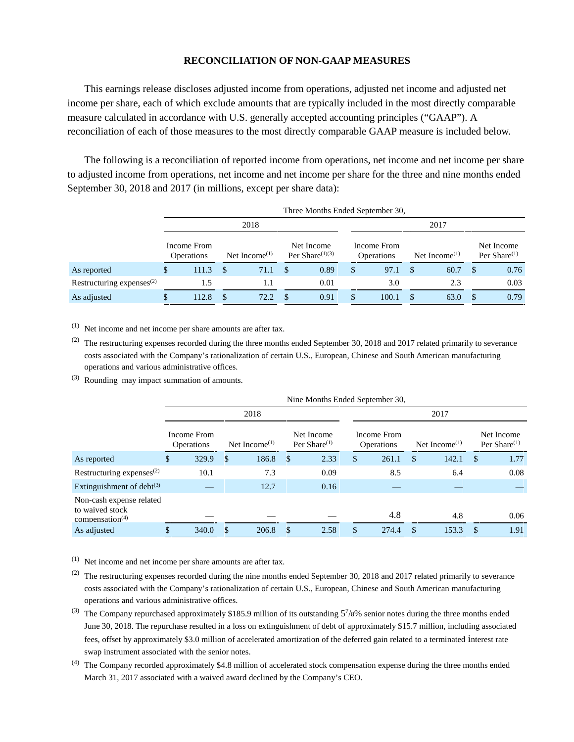**RECONCILIATION OF NON-GAAP MEASURES**

This earnings release discloses adjusted income from operations, adjusted net income and adjusted net income per share, each of which exclude amounts that are typically included in the most directly comparable measure calculated in accordance with U.S. generally accepted accounting principles ("GAAP"). A reconciliation of each of those measures to the most directly comparable GAAP measure is included below.

The following is a reconciliation of reported income from operations, net income and net income per share to adjusted income from operations, net income and net income per share for the three and nine months ended September 30, 2018 and 2017 (in millions, except per share data):

| | Three Months Ended September 30, | | | | | |
|---|---|---|---|---|---|---|
| | 2018 | | | 2017 | | |
| | Income From Operations | Net Income[(1)] | Net Income Per Share[(1)(3)] | Income From Operations | Net Income[(1)] | Net Income Per Share[(1)] |
| As reported | $ 111.3 | $ 71.1 | $ 0.89 | $ 97.1 | $ 60.7 | $ 0.76 |
| Restructuring expenses[(2)] | 1.5 | 1.1 | 0.01 | 3.0 | 2.3 | 0.03 |
| As adjusted | $ 112.8 | $ 72.2 | $ 0.91 | $ 100.1 | $ 63.0 | $ 0.79 |

(1) Net income and net income per share amounts are after tax.

(2) The restructuring expenses recorded during the three months ended September 30, 2018 and 2017 related primarily to severance costs associated with the Company's rationalization of certain U.S., European, Chinese and South American manufacturing operations and various administrative offices.

(3) Rounding may impact summation of amounts.

| | Nine Months Ended September 30, | | | | | |
|---|---|---|---|---|---|---|
| | 2018 | | | 2017 | | |
| | Income From Operations | Net Income[(1)] | Net Income Per Share[(1)] | Income From Operations | Net Income[(1)] | Net Income Per Share[(1)] |
| As reported | $ 329.9 | $ 186.8 | $ 2.33 | $ 261.1 | $ 142.1 | $ 1.77 |
| Restructuring expenses[(2)] | 10.1 | 7.3 | 0.09 | 8.5 | 6.4 | 0.08 |
| Extinguishment of debt[(3)] | — | 12.7 | 0.16 | — | — | — |
| Non-cash expense related to waived stock compensation[(4)] | — | — | — | 4.8 | 4.8 | 0.06 |
| As adjusted | $ 340.0 | $ 206.8 | $ 2.58 | $ 274.4 | $ 153.3 | $ 1.91 |

(1) Net income and net income per share amounts are after tax.

(2) The restructuring expenses recorded during the nine months ended September 30, 2018 and 2017 related primarily to severance costs associated with the Company's rationalization of certain U.S., European, Chinese and South American manufacturing operations and various administrative offices.

(3) The Company repurchased approximately $185.9 million of its outstanding 5 7/8% senior notes during the three months ended June 30, 2018. The repurchase resulted in a loss on extinguishment of debt of approximately $15.7 million, including associated fees, offset by approximately $3.0 million of accelerated amortization of the deferred gain related to a terminated interest rate swap instrument associated with the senior notes.

(4) The Company recorded approximately $4.8 million of accelerated stock compensation expense during the three months ended March 31, 2017 associated with a waived award declined by the Company's CEO.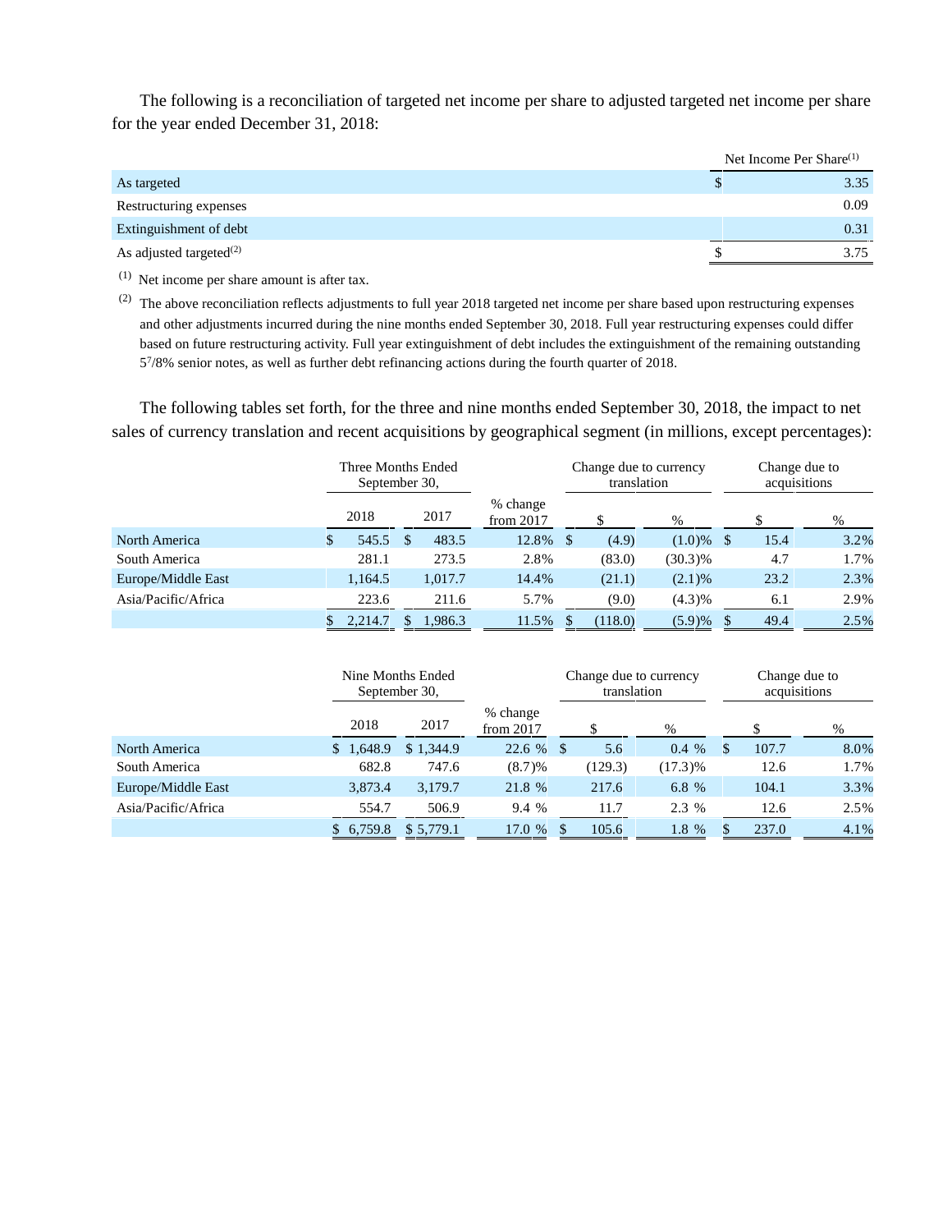The following is a reconciliation of targeted net income per share to adjusted targeted net income per share for the year ended December 31, 2018:

| | Net Income Per Share[(1)] |
|---|---|
| As targeted | $ 3.35 |
| Restructuring expenses | 0.09 |
| Extinguishment of debt | 0.31 |
| As adjusted targeted[(2)] | $ 3.75 |

(1) Net income per share amount is after tax.

(2) The above reconciliation reflects adjustments to full year 2018 targeted net income per share based upon restructuring expenses and other adjustments incurred during the nine months ended September 30, 2018. Full year restructuring expenses could differ based on future restructuring activity. Full year extinguishment of debt includes the extinguishment of the remaining outstanding 5⁷/8% senior notes, as well as further debt refinancing actions during the fourth quarter of 2018.

The following tables set forth, for the three and nine months ended September 30, 2018, the impact to net sales of currency translation and recent acquisitions by geographical segment (in millions, except percentages):

| | Three Months Ended September 30, | | | Change due to currency translation | | Change due to acquisitions | |
|---|---|---|---|---|---|---|---|
| | 2018 | 2017 | % change from 2017 | $ | % | $ | % |
| North America | $ 545.5 | $ 483.5 | 12.8% | $ (4.9) | (1.0)% | $ 15.4 | 3.2% |
| South America | 281.1 | 273.5 | 2.8% | (83.0) | (30.3)% | 4.7 | 1.7% |
| Europe/Middle East | 1,164.5 | 1,017.7 | 14.4% | (21.1) | (2.1)% | 23.2 | 2.3% |
| Asia/Pacific/Africa | 223.6 | 211.6 | 5.7% | (9.0) | (4.3)% | 6.1 | 2.9% |
| | $ 2,214.7 | $ 1,986.3 | 11.5% | $ (118.0) | (5.9)% | $ 49.4 | 2.5% |

| | Nine Months Ended September 30, | | | Change due to currency translation | | Change due to acquisitions | |
|---|---|---|---|---|---|---|---|
| | 2018 | 2017 | % change from 2017 | $ | % | $ | % |
| North America | $ 1,648.9 | $ 1,344.9 | 22.6 % | $ 5.6 | 0.4 % | $ 107.7 | 8.0% |
| South America | 682.8 | 747.6 | (8.7)% | (129.3) | (17.3)% | 12.6 | 1.7% |
| Europe/Middle East | 3,873.4 | 3,179.7 | 21.8 % | 217.6 | 6.8 % | 104.1 | 3.3% |
| Asia/Pacific/Africa | 554.7 | 506.9 | 9.4 % | 11.7 | 2.3 % | 12.6 | 2.5% |
| | $ 6,759.8 | $ 5,779.1 | 17.0 % | $ 105.6 | 1.8 % | $ 237.0 | 4.1% |